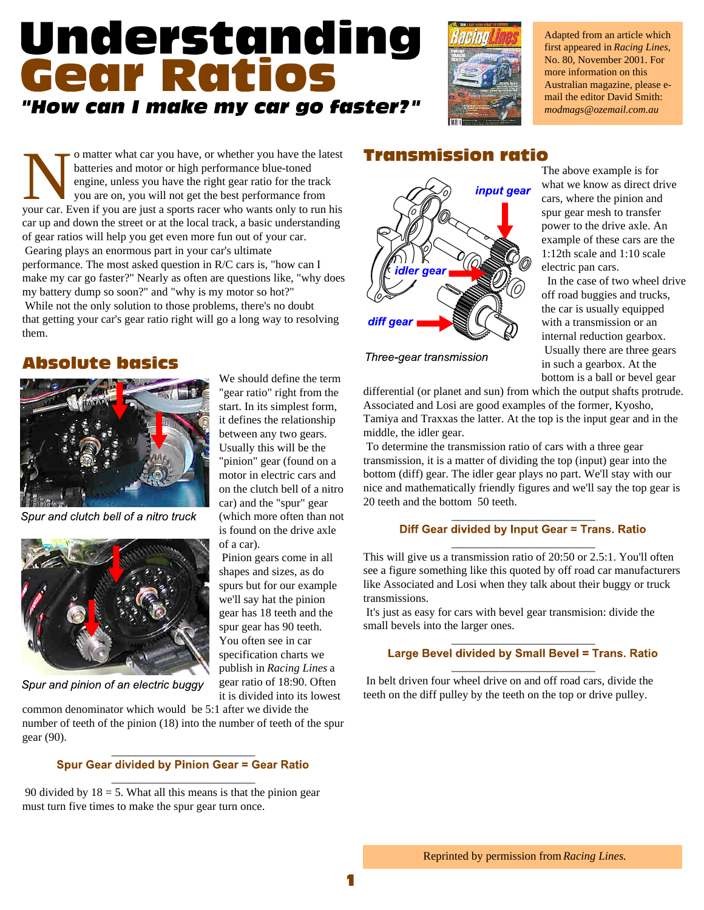# Understanding Gear Ratios

## "How can I make my car go faster?"

Adapted from an article which first appeared in *Racing Lines*, No. 80, November 2001. For more information on this Australian magazine, please e-mail the editor David Smith: *modmags@ozemail.com.au*

No matter what car you have, or whether you have the latest batteries and motor or high performance blue-toned engine, unless you have the right gear ratio for the track you are on, you will not get the best performance from your car. Even if you are just a sports racer who wants only to run his car up and down the street or at the local track, a basic understanding of gear ratios will help you get even more fun out of your car.

Gearing plays an enormous part in your car's ultimate performance. The most asked question in R/C cars is, "how can I make my car go faster?" Nearly as often are questions like, "why does my battery dump so soon?" and "why is my motor so hot?"

While not the only solution to those problems, there's no doubt that getting your car's gear ratio right will go a long way to resolving them.

## Absolute basics

Spur and clutch bell of a nitro truck

Spur and pinion of an electric buggy

We should define the term "gear ratio" right from the start. In its simplest form, it defines the relationship between any two gears. Usually this will be the "pinion" gear (found on a motor in electric cars and on the clutch bell of a nitro car) and the "spur" gear (which more often than not is found on the drive axle of a car).

Pinion gears come in all shapes and sizes, as do spurs but for our example we'll say hat the pinion gear has 18 teeth and the spur gear has 90 teeth. You often see in car specification charts we publish in *Racing Lines* a gear ratio of 18:90. Often it is divided into its lowest common denominator which would be 5:1 after we divide the number of teeth of the pinion (18) into the number of teeth of the spur gear (90).

**Spur Gear divided by Pinion Gear = Gear Ratio**

90 divided by 18 = 5. What all this means is that the pinion gear must turn five times to make the spur gear turn once.

## Transmission ratio

input gear

idler gear

diff gear

Three-gear transmission

The above example is for what we know as direct drive cars, where the pinion and spur gear mesh to transfer power to the drive axle. An example of these cars are the 1:12th scale and 1:10 scale electric pan cars.

In the case of two wheel drive off road buggies and trucks, the car is usually equipped with a transmission or an internal reduction gearbox.

Usually there are three gears in such a gearbox. At the bottom is a ball or bevel gear differential (or planet and sun) from which the output shafts protrude. Associated and Losi are good examples of the former, Kyosho, Tamiya and Traxxas the latter. At the top is the input gear and in the middle, the idler gear.

To determine the transmission ratio of cars with a three gear transmission, it is a matter of dividing the top (input) gear into the bottom (diff) gear. The idler gear plays no part. We'll stay with our nice and mathematically friendly figures and we'll say the top gear is 20 teeth and the bottom 50 teeth.

**Diff Gear divided by Input Gear = Trans. Ratio**

This will give us a transmission ratio of 20:50 or 2.5:1. You'll often see a figure something like this quoted by off road car manufacturers like Associated and Losi when they talk about their buggy or truck transmissions.

It's just as easy for cars with bevel gear transmision: divide the small bevels into the larger ones.

**Large Bevel divided by Small Bevel = Trans. Ratio**

In belt driven four wheel drive on and off road cars, divide the teeth on the diff pulley by the teeth on the top or drive pulley.

Reprinted by permission from *Racing Lines.*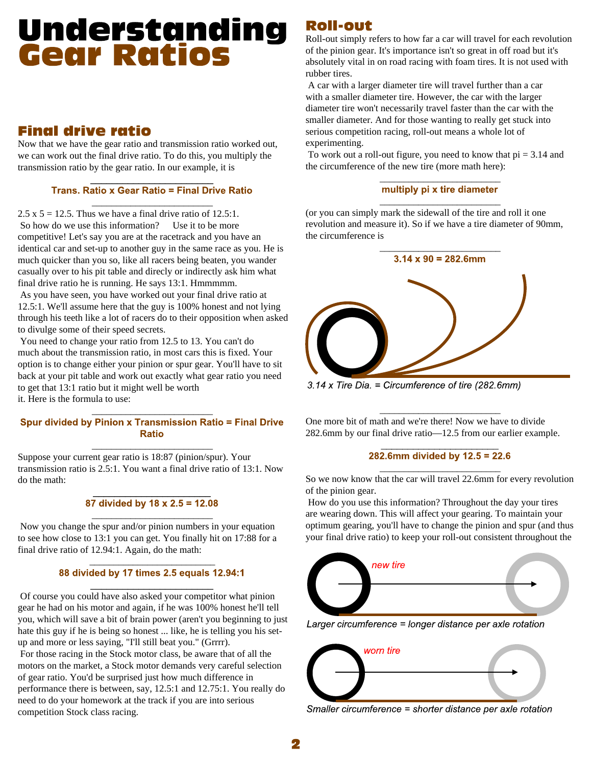# Understanding Gear Ratios

## Final drive ratio

Now that we have the gear ratio and transmission ratio worked out, we can work out the final drive ratio. To do this, you multiply the transmission ratio by the gear ratio. In our example, it is

**Trans. Ratio x Gear Ratio = Final Drive Ratio**

2.5 x 5 = 12.5. Thus we have a final drive ratio of 12.5:1.

So how do we use this information? Use it to be more competitive! Let's say you are at the racetrack and you have an identical car and set-up to another guy in the same race as you. He is much quicker than you so, like all racers being beaten, you wander casually over to his pit table and direcly or indirectly ask him what final drive ratio he is running. He says 13:1. Hmmmmm.

As you have seen, you have worked out your final drive ratio at 12.5:1. We'll assume here that the guy is 100% honest and not lying through his teeth like a lot of racers do to their opposition when asked to divulge some of their speed secrets.

You need to change your ratio from 12.5 to 13. You can't do much about the transmission ratio, in most cars this is fixed. Your option is to change either your pinion or spur gear. You'll have to sit back at your pit table and work out exactly what gear ratio you need to get that 13:1 ratio but it might well be worth it. Here is the formula to use:

**Spur divided by Pinion x Transmission Ratio = Final Drive Ratio**

Suppose your current gear ratio is 18:87 (pinion/spur). Your transmission ratio is 2.5:1. You want a final drive ratio of 13:1. Now do the math:

**87 divided by 18 x 2.5 = 12.08**

Now you change the spur and/or pinion numbers in your equation to see how close to 13:1 you can get. You finally hit on 17:88 for a final drive ratio of 12.94:1. Again, do the math:

**88 divided by 17 times 2.5 equals 12.94:1**

Of course you could have also asked your competitor what pinion gear he had on his motor and again, if he was 100% honest he'll tell you, which will save a bit of brain power (aren't you beginning to just hate this guy if he is being so honest ... like, he is telling you his set-up and more or less saying, "I'll still beat you." (Grrr).

For those racing in the Stock motor class, be aware that of all the motors on the market, a Stock motor demands very careful selection of gear ratio. You'd be surprised just how much difference in performance there is between, say, 12.5:1 and 12.75:1. You really do need to do your homework at the track if you are into serious competition Stock class racing.

## Roll-out

Roll-out simply refers to how far a car will travel for each revolution of the pinion gear. It's importance isn't so great in off road but it's absolutely vital in on road racing with foam tires. It is not used with rubber tires.

A car with a larger diameter tire will travel further than a car with a smaller diameter tire. However, the car with the larger diameter tire won't necessarily travel faster than the car with the smaller diameter. And for those wanting to really get stuck into serious competition racing, roll-out means a whole lot of experimenting.

To work out a roll-out figure, you need to know that pi = 3.14 and the circumference of the new tire (more math here):

**multiply pi x tire diameter**

(or you can simply mark the sidewall of the tire and roll it one revolution and measure it). So if we have a tire diameter of 90mm, the circumference is

**3.14 x 90 = 282.6mm**

*3.14 x Tire Dia. = Circumference of tire (282.6mm)*

One more bit of math and we're there! Now we have to divide 282.6mm by our final drive ratio—12.5 from our earlier example.

**282.6mm divided by 12.5 = 22.6**

So we now know that the car will travel 22.6mm for every revolution of the pinion gear.

How do you use this information? Throughout the day your tires are wearing down. This will affect your gearing. To maintain your optimum gearing, you'll have to change the pinion and spur (and thus your final drive ratio) to keep your roll-out consistent throughout the

*new tire*

*Larger circumference = longer distance per axle rotation*

*worn tire*

*Smaller circumference = shorter distance per axle rotation*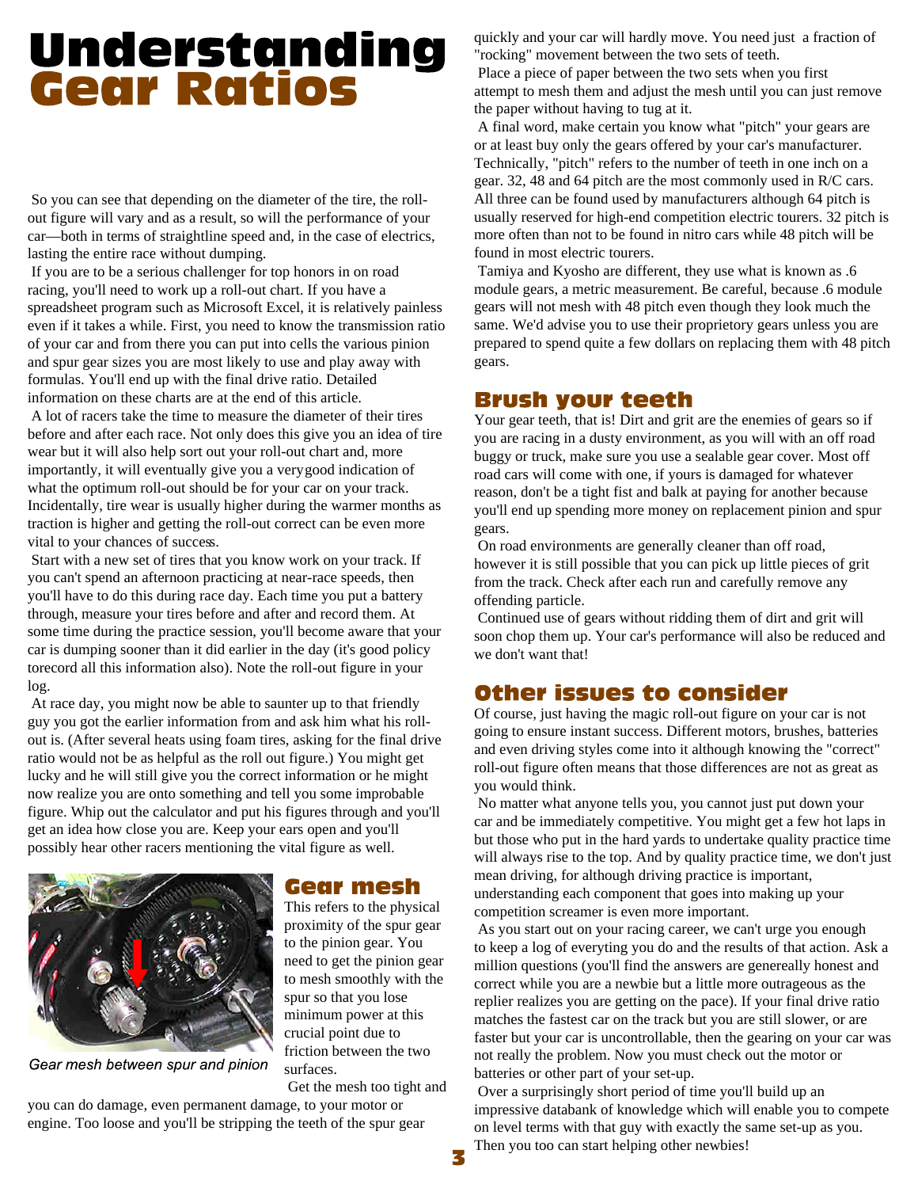# Understanding Gear Ratios

So you can see that depending on the diameter of the tire, the roll-out figure will vary and as a result, so will the performance of your car—both in terms of straightline speed and, in the case of electrics, lasting the entire race without dumping.

If you are to be a serious challenger for top honors in on road racing, you'll need to work up a roll-out chart. If you have a spreadsheet program such as Microsoft Excel, it is relatively painless even if it takes a while. First, you need to know the transmission ratio of your car and from there you can put into cells the various pinion and spur gear sizes you are most likely to use and play away with formulas. You'll end up with the final drive ratio. Detailed information on these charts are at the end of this article.

A lot of racers take the time to measure the diameter of their tires before and after each race. Not only does this give you an idea of tire wear but it will also help sort out your roll-out chart and, more importantly, it will eventually give you a verygood indication of what the optimum roll-out should be for your car on your track. Incidentally, tire wear is usually higher during the warmer months as traction is higher and getting the roll-out correct can be even more vital to your chances of success.

Start with a new set of tires that you know work on your track. If you can't spend an afternoon practicing at near-race speeds, then you'll have to do this during race day. Each time you put a battery through, measure your tires before and after and record them. At some time during the practice session, you'll become aware that your car is dumping sooner than it did earlier in the day (it's good policy torecord all this information also). Note the roll-out figure in your log.

At race day, you might now be able to saunter up to that friendly guy you got the earlier information from and ask him what his roll-out is. (After several heats using foam tires, asking for the final drive ratio would not be as helpful as the roll out figure.) You might get lucky and he will still give you the correct information or he might now realize you are onto something and tell you some improbable figure. Whip out the calculator and put his figures through and you'll get an idea how close you are. Keep your ears open and you'll possibly hear other racers mentioning the vital figure as well.

*Gear mesh between spur and pinion*

## Gear mesh

This refers to the physical proximity of the spur gear to the pinion gear. You need to get the pinion gear to mesh smoothly with the spur so that you lose minimum power at this crucial point due to friction between the two surfaces.

Get the mesh too tight and you can do damage, even permanent damage, to your motor or engine. Too loose and you'll be stripping the teeth of the spur gear quickly and your car will hardly move. You need just a fraction of "rocking" movement between the two sets of teeth.

Place a piece of paper between the two sets when you first attempt to mesh them and adjust the mesh until you can just remove the paper without having to tug at it.

A final word, make certain you know what "pitch" your gears are or at least buy only the gears offered by your car's manufacturer. Technically, "pitch" refers to the number of teeth in one inch on a gear. 32, 48 and 64 pitch are the most commonly used in R/C cars. All three can be found used by manufacturers although 64 pitch is usually reserved for high-end competition electric tourers. 32 pitch is more often than not to be found in nitro cars while 48 pitch will be found in most electric tourers.

Tamiya and Kyosho are different, they use what is known as .6 module gears, a metric measurement. Be careful, because .6 module gears will not mesh with 48 pitch even though they look much the same. We'd advise you to use their proprietory gears unless you are prepared to spend quite a few dollars on replacing them with 48 pitch gears.

## Brush your teeth

Your gear teeth, that is! Dirt and grit are the enemies of gears so if you are racing in a dusty environment, as you will with an off road buggy or truck, make sure you use a sealable gear cover. Most off road cars will come with one, if yours is damaged for whatever reason, don't be a tight fist and balk at paying for another because you'll end up spending more money on replacement pinion and spur gears.

On road environments are generally cleaner than off road, however it is still possible that you can pick up little pieces of grit from the track. Check after each run and carefully remove any offending particle.

Continued use of gears without ridding them of dirt and grit will soon chop them up. Your car's performance will also be reduced and we don't want that!

## Other issues to consider

Of course, just having the magic roll-out figure on your car is not going to ensure instant success. Different motors, brushes, batteries and even driving styles come into it although knowing the "correct" roll-out figure often means that those differences are not as great as you would think.

No matter what anyone tells you, you cannot just put down your car and be immediately competitive. You might get a few hot laps in but those who put in the hard yards to undertake quality practice time will always rise to the top. And by quality practice time, we don't just mean driving, for although driving practice is important, understanding each component that goes into making up your competition screamer is even more important.

As you start out on your racing career, we can't urge you enough to keep a log of everyting you do and the results of that action. Ask a million questions (you'll find the answers are genereally honest and correct while you are a newbie but a little more outrageous as the replier realizes you are getting on the pace). If your final drive ratio matches the fastest car on the track but you are still slower, or are faster but your car is uncontrollable, then the gearing on your car was not really the problem. Now you must check out the motor or batteries or other part of your set-up.

Over a surprisingly short period of time you'll build up an impressive databank of knowledge which will enable you to compete on level terms with that guy with exactly the same set-up as you. Then you too can start helping other newbies!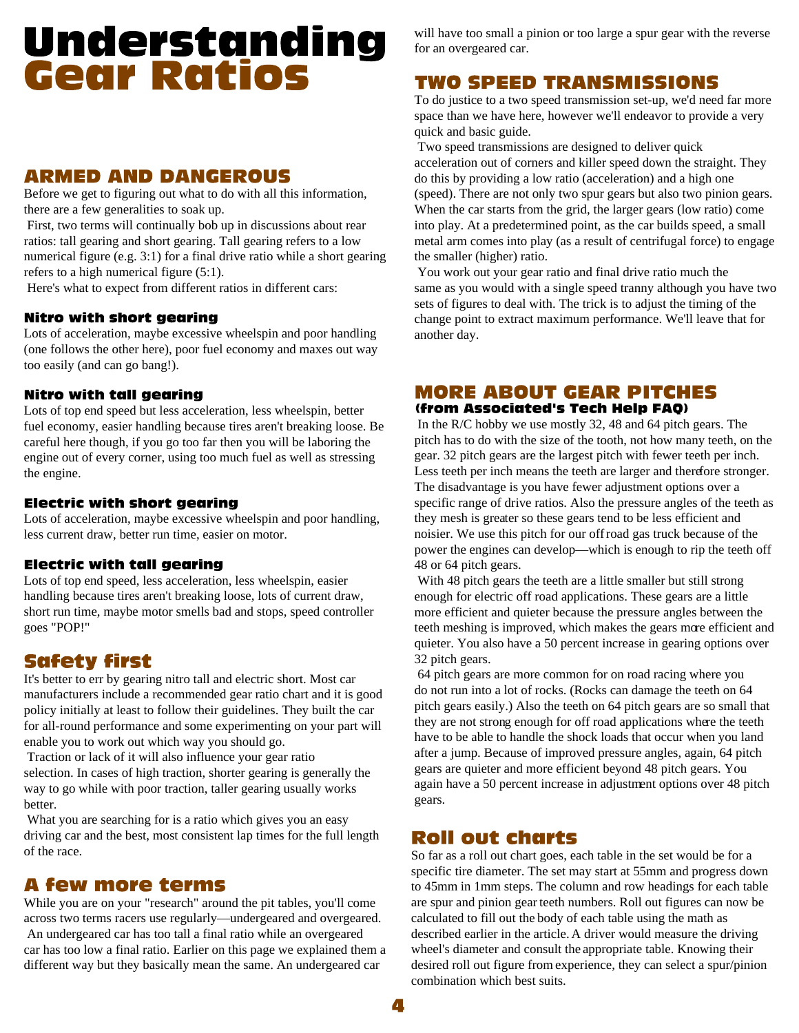# Understanding Gear Ratios

## ARMED AND DANGEROUS

Before we get to figuring out what to do with all this information, there are a few generalities to soak up.

First, two terms will continually bob up in discussions about rear ratios: tall gearing and short gearing. Tall gearing refers to a low numerical figure (e.g. 3:1) for a final drive ratio while a short gearing refers to a high numerical figure (5:1).

Here's what to expect from different ratios in different cars:

### Nitro with short gearing

Lots of acceleration, maybe excessive wheelspin and poor handling (one follows the other here), poor fuel economy and maxes out way too easily (and can go bang!).

### Nitro with tall gearing

Lots of top end speed but less acceleration, less wheelspin, better fuel economy, easier handling because tires aren't breaking loose. Be careful here though, if you go too far then you will be laboring the engine out of every corner, using too much fuel as well as stressing the engine.

### Electric with short gearing

Lots of acceleration, maybe excessive wheelspin and poor handling, less current draw, better run time, easier on motor.

### Electric with tall gearing

Lots of top end speed, less acceleration, less wheelspin, easier handling because tires aren't breaking loose, lots of current draw, short run time, maybe motor smells bad and stops, speed controller goes "POP!"

## Safety first

It's better to err by gearing nitro tall and electric short. Most car manufacturers include a recommended gear ratio chart and it is good policy initially at least to follow their guidelines. They built the car for all-round performance and some experimenting on your part will enable you to work out which way you should go.

Traction or lack of it will also influence your gear ratio selection. In cases of high traction, shorter gearing is generally the way to go while with poor traction, taller gearing usually works better.

What you are searching for is a ratio which gives you an easy driving car and the best, most consistent lap times for the full length of the race.

## A few more terms

While you are on your "research" around the pit tables, you'll come across two terms racers use regularly—undergeared and overgeared.

An undergeared car has too tall a final ratio while an overgeared car has too low a final ratio. Earlier on this page we explained them a different way but they basically mean the same. An undergeared car will have too small a pinion or too large a spur gear with the reverse for an overgeared car.

## TWO SPEED TRANSMISSIONS

To do justice to a two speed transmission set-up, we'd need far more space than we have here, however we'll endeavor to provide a very quick and basic guide.

Two speed transmissions are designed to deliver quick acceleration out of corners and killer speed down the straight. They do this by providing a low ratio (acceleration) and a high one (speed). There are not only two spur gears but also two pinion gears. When the car starts from the grid, the larger gears (low ratio) come into play. At a predetermined point, as the car builds speed, a small metal arm comes into play (as a result of centrifugal force) to engage the smaller (higher) ratio.

You work out your gear ratio and final drive ratio much the same as you would with a single speed tranny although you have two sets of figures to deal with. The trick is to adjust the timing of the change point to extract maximum performance. We'll leave that for another day.

## MORE ABOUT GEAR PITCHES

**(from Associated's Tech Help FAQ)**

In the R/C hobby we use mostly 32, 48 and 64 pitch gears. The pitch has to do with the size of the tooth, not how many teeth, on the gear. 32 pitch gears are the largest pitch with fewer teeth per inch. Less teeth per inch means the teeth are larger and therefore stronger. The disadvantage is you have fewer adjustment options over a specific range of drive ratios. Also the pressure angles of the teeth as they mesh is greater so these gears tend to be less efficient and noisier. We use this pitch for our off road gas truck because of the power the engines can develop—which is enough to rip the teeth off 48 or 64 pitch gears.

With 48 pitch gears the teeth are a little smaller but still strong enough for electric off road applications. These gears are a little more efficient and quieter because the pressure angles between the teeth meshing is improved, which makes the gears more efficient and quieter. You also have a 50 percent increase in gearing options over 32 pitch gears.

64 pitch gears are more common for on road racing where you do not run into a lot of rocks. (Rocks can damage the teeth on 64 pitch gears easily.) Also the teeth on 64 pitch gears are so small that they are not strong enough for off road applications where the teeth have to be able to handle the shock loads that occur when you land after a jump. Because of improved pressure angles, again, 64 pitch gears are quieter and more efficient beyond 48 pitch gears. You again have a 50 percent increase in adjustment options over 48 pitch gears.

## Roll out charts

So far as a roll out chart goes, each table in the set would be for a specific tire diameter. The set may start at 55mm and progress down to 45mm in 1mm steps. The column and row headings for each table are spur and pinion gear teeth numbers. Roll out figures can now be calculated to fill out the body of each table using the math as described earlier in the article. A driver would measure the driving wheel's diameter and consult the appropriate table. Knowing their desired roll out figure from experience, they can select a spur/pinion combination which best suits.